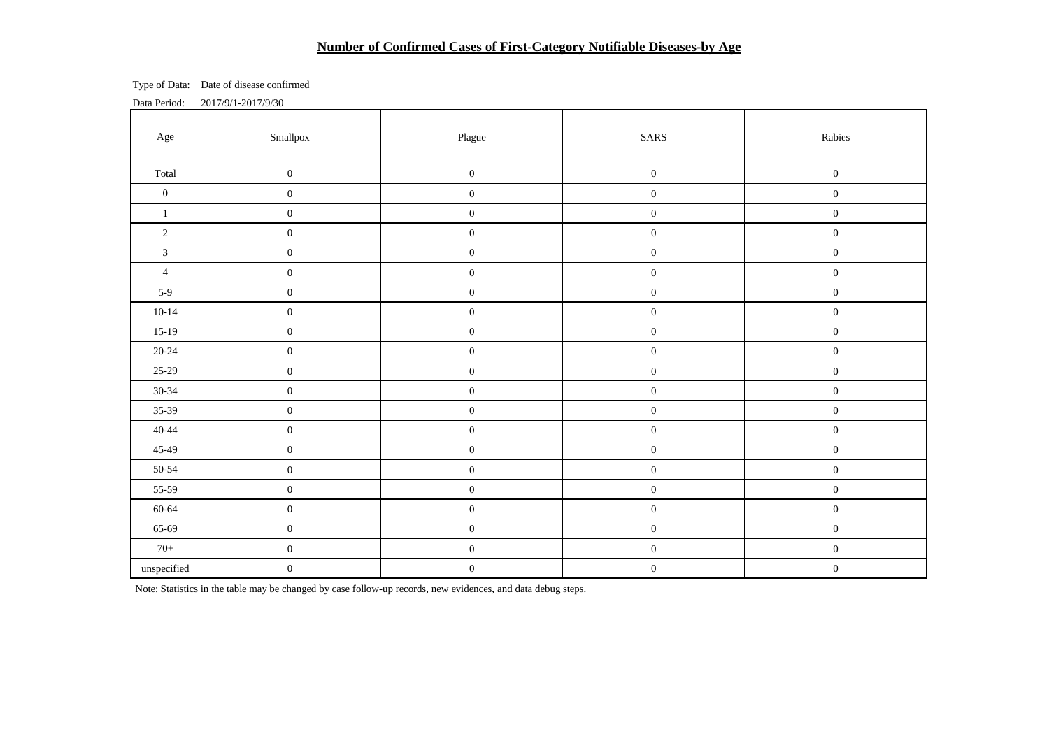# Number of Confirmed Cases of First-Category Notifiable Diseases-by Age

Type of Data: Date of disease confirmed

Data Period: 2017/9/1-2017/9/30

| Age | Smallpox | Plague | SARS | Rabies |
|---|---|---|---|---|
| Total | 0 | 0 | 0 | 0 |
| 0 | 0 | 0 | 0 | 0 |
| 1 | 0 | 0 | 0 | 0 |
| 2 | 0 | 0 | 0 | 0 |
| 3 | 0 | 0 | 0 | 0 |
| 4 | 0 | 0 | 0 | 0 |
| 5-9 | 0 | 0 | 0 | 0 |
| 10-14 | 0 | 0 | 0 | 0 |
| 15-19 | 0 | 0 | 0 | 0 |
| 20-24 | 0 | 0 | 0 | 0 |
| 25-29 | 0 | 0 | 0 | 0 |
| 30-34 | 0 | 0 | 0 | 0 |
| 35-39 | 0 | 0 | 0 | 0 |
| 40-44 | 0 | 0 | 0 | 0 |
| 45-49 | 0 | 0 | 0 | 0 |
| 50-54 | 0 | 0 | 0 | 0 |
| 55-59 | 0 | 0 | 0 | 0 |
| 60-64 | 0 | 0 | 0 | 0 |
| 65-69 | 0 | 0 | 0 | 0 |
| 70+ | 0 | 0 | 0 | 0 |
| unspecified | 0 | 0 | 0 | 0 |

Note: Statistics in the table may be changed by case follow-up records, new evidences, and data debug steps.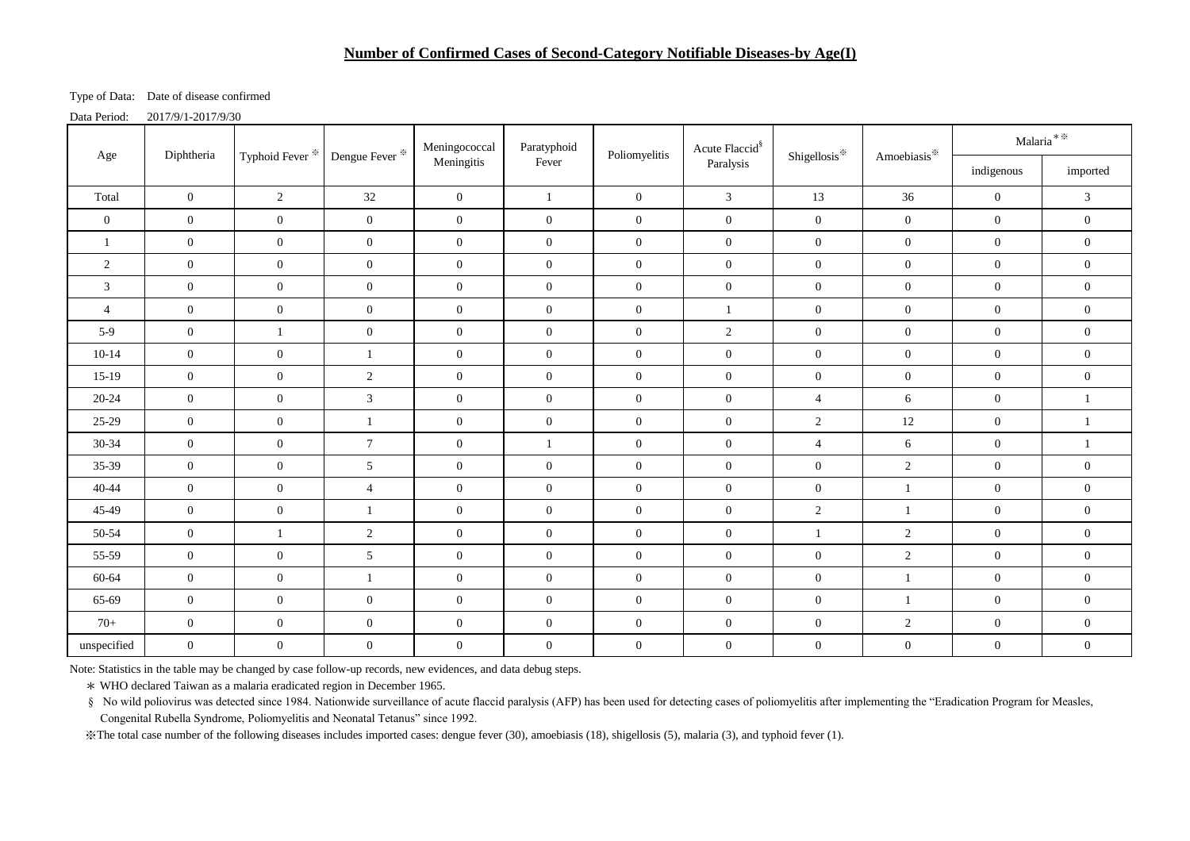# Number of Confirmed Cases of Second-Category Notifiable Diseases-by Age(I)

Type of Data: Date of disease confirmed

Data Period: 2017/9/1-2017/9/30

| Age | Diphtheria | Typhoid Fever ※ | Dengue Fever ※ | Meningococcal Meningitis | Paratyphoid Fever | Poliomyelitis | Acute Flaccid§ Paralysis | Shigellosis※ | Amoebiasis※ | Malaria＊※ | |
|---|---|---|---|---|---|---|---|---|---|---|---|
| | | | | | | | | | | indigenous | imported |
| Total | 0 | 2 | 32 | 0 | 1 | 0 | 3 | 13 | 36 | 0 | 3 |
| 0 | 0 | 0 | 0 | 0 | 0 | 0 | 0 | 0 | 0 | 0 | 0 |
| 1 | 0 | 0 | 0 | 0 | 0 | 0 | 0 | 0 | 0 | 0 | 0 |
| 2 | 0 | 0 | 0 | 0 | 0 | 0 | 0 | 0 | 0 | 0 | 0 |
| 3 | 0 | 0 | 0 | 0 | 0 | 0 | 0 | 0 | 0 | 0 | 0 |
| 4 | 0 | 0 | 0 | 0 | 0 | 0 | 1 | 0 | 0 | 0 | 0 |
| 5-9 | 0 | 1 | 0 | 0 | 0 | 0 | 2 | 0 | 0 | 0 | 0 |
| 10-14 | 0 | 0 | 1 | 0 | 0 | 0 | 0 | 0 | 0 | 0 | 0 |
| 15-19 | 0 | 0 | 2 | 0 | 0 | 0 | 0 | 0 | 0 | 0 | 0 |
| 20-24 | 0 | 0 | 3 | 0 | 0 | 0 | 0 | 4 | 6 | 0 | 1 |
| 25-29 | 0 | 0 | 1 | 0 | 0 | 0 | 0 | 2 | 12 | 0 | 1 |
| 30-34 | 0 | 0 | 7 | 0 | 1 | 0 | 0 | 4 | 6 | 0 | 1 |
| 35-39 | 0 | 0 | 5 | 0 | 0 | 0 | 0 | 0 | 2 | 0 | 0 |
| 40-44 | 0 | 0 | 4 | 0 | 0 | 0 | 0 | 0 | 1 | 0 | 0 |
| 45-49 | 0 | 0 | 1 | 0 | 0 | 0 | 0 | 2 | 1 | 0 | 0 |
| 50-54 | 0 | 1 | 2 | 0 | 0 | 0 | 0 | 1 | 2 | 0 | 0 |
| 55-59 | 0 | 0 | 5 | 0 | 0 | 0 | 0 | 0 | 2 | 0 | 0 |
| 60-64 | 0 | 0 | 1 | 0 | 0 | 0 | 0 | 0 | 1 | 0 | 0 |
| 65-69 | 0 | 0 | 0 | 0 | 0 | 0 | 0 | 0 | 1 | 0 | 0 |
| 70+ | 0 | 0 | 0 | 0 | 0 | 0 | 0 | 0 | 2 | 0 | 0 |
| unspecified | 0 | 0 | 0 | 0 | 0 | 0 | 0 | 0 | 0 | 0 | 0 |

Note: Statistics in the table may be changed by case follow-up records, new evidences, and data debug steps.

＊ WHO declared Taiwan as a malaria eradicated region in December 1965.

§ No wild poliovirus was detected since 1984. Nationwide surveillance of acute flaccid paralysis (AFP) has been used for detecting cases of poliomyelitis after implementing the "Eradication Program for Measles, Congenital Rubella Syndrome, Poliomyelitis and Neonatal Tetanus" since 1992.

※The total case number of the following diseases includes imported cases: dengue fever (30), amoebiasis (18), shigellosis (5), malaria (3), and typhoid fever (1).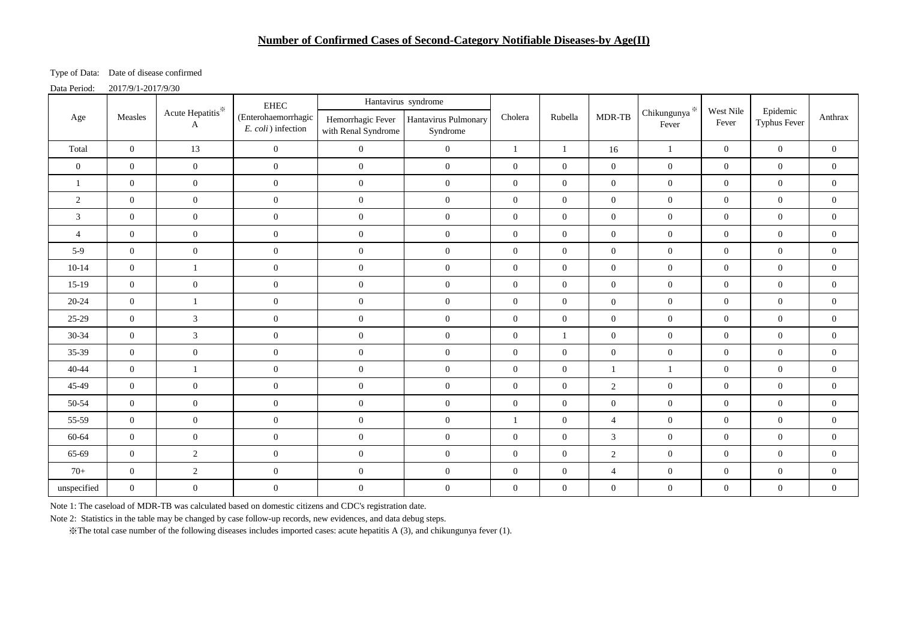## Number of Confirmed Cases of Second-Category Notifiable Diseases-by Age(II)

Type of Data: Date of disease confirmed

Data Period: 2017/9/1-2017/9/30

| Age | Measles | Acute Hepatitis※ A | EHEC (Enterohaemorrhagic *E. coli*) infection | Hantavirus syndrome | | Cholera | Rubella | MDR-TB | Chikungunya※ Fever | West Nile Fever | Epidemic Typhus Fever | Anthrax |
|---|---|---|---|---|---|---|---|---|---|---|---|---|
| | | | | Hemorrhagic Fever with Renal Syndrome | Hantavirus Pulmonary Syndrome | | | | | | | |
| Total | 0 | 13 | 0 | 0 | 0 | 1 | 1 | 16 | 1 | 0 | 0 | 0 |
| 0 | 0 | 0 | 0 | 0 | 0 | 0 | 0 | 0 | 0 | 0 | 0 | 0 |
| 1 | 0 | 0 | 0 | 0 | 0 | 0 | 0 | 0 | 0 | 0 | 0 | 0 |
| 2 | 0 | 0 | 0 | 0 | 0 | 0 | 0 | 0 | 0 | 0 | 0 | 0 |
| 3 | 0 | 0 | 0 | 0 | 0 | 0 | 0 | 0 | 0 | 0 | 0 | 0 |
| 4 | 0 | 0 | 0 | 0 | 0 | 0 | 0 | 0 | 0 | 0 | 0 | 0 |
| 5-9 | 0 | 0 | 0 | 0 | 0 | 0 | 0 | 0 | 0 | 0 | 0 | 0 |
| 10-14 | 0 | 1 | 0 | 0 | 0 | 0 | 0 | 0 | 0 | 0 | 0 | 0 |
| 15-19 | 0 | 0 | 0 | 0 | 0 | 0 | 0 | 0 | 0 | 0 | 0 | 0 |
| 20-24 | 0 | 1 | 0 | 0 | 0 | 0 | 0 | 0 | 0 | 0 | 0 | 0 |
| 25-29 | 0 | 3 | 0 | 0 | 0 | 0 | 0 | 0 | 0 | 0 | 0 | 0 |
| 30-34 | 0 | 3 | 0 | 0 | 0 | 0 | 1 | 0 | 0 | 0 | 0 | 0 |
| 35-39 | 0 | 0 | 0 | 0 | 0 | 0 | 0 | 0 | 0 | 0 | 0 | 0 |
| 40-44 | 0 | 1 | 0 | 0 | 0 | 0 | 0 | 1 | 1 | 0 | 0 | 0 |
| 45-49 | 0 | 0 | 0 | 0 | 0 | 0 | 0 | 2 | 0 | 0 | 0 | 0 |
| 50-54 | 0 | 0 | 0 | 0 | 0 | 0 | 0 | 0 | 0 | 0 | 0 | 0 |
| 55-59 | 0 | 0 | 0 | 0 | 0 | 1 | 0 | 4 | 0 | 0 | 0 | 0 |
| 60-64 | 0 | 0 | 0 | 0 | 0 | 0 | 0 | 3 | 0 | 0 | 0 | 0 |
| 65-69 | 0 | 2 | 0 | 0 | 0 | 0 | 0 | 2 | 0 | 0 | 0 | 0 |
| 70+ | 0 | 2 | 0 | 0 | 0 | 0 | 0 | 4 | 0 | 0 | 0 | 0 |
| unspecified | 0 | 0 | 0 | 0 | 0 | 0 | 0 | 0 | 0 | 0 | 0 | 0 |

Note 1: The caseload of MDR-TB was calculated based on domestic citizens and CDC's registration date.

Note 2: Statistics in the table may be changed by case follow-up records, new evidences, and data debug steps.

※The total case number of the following diseases includes imported cases: acute hepatitis A (3), and chikungunya fever (1).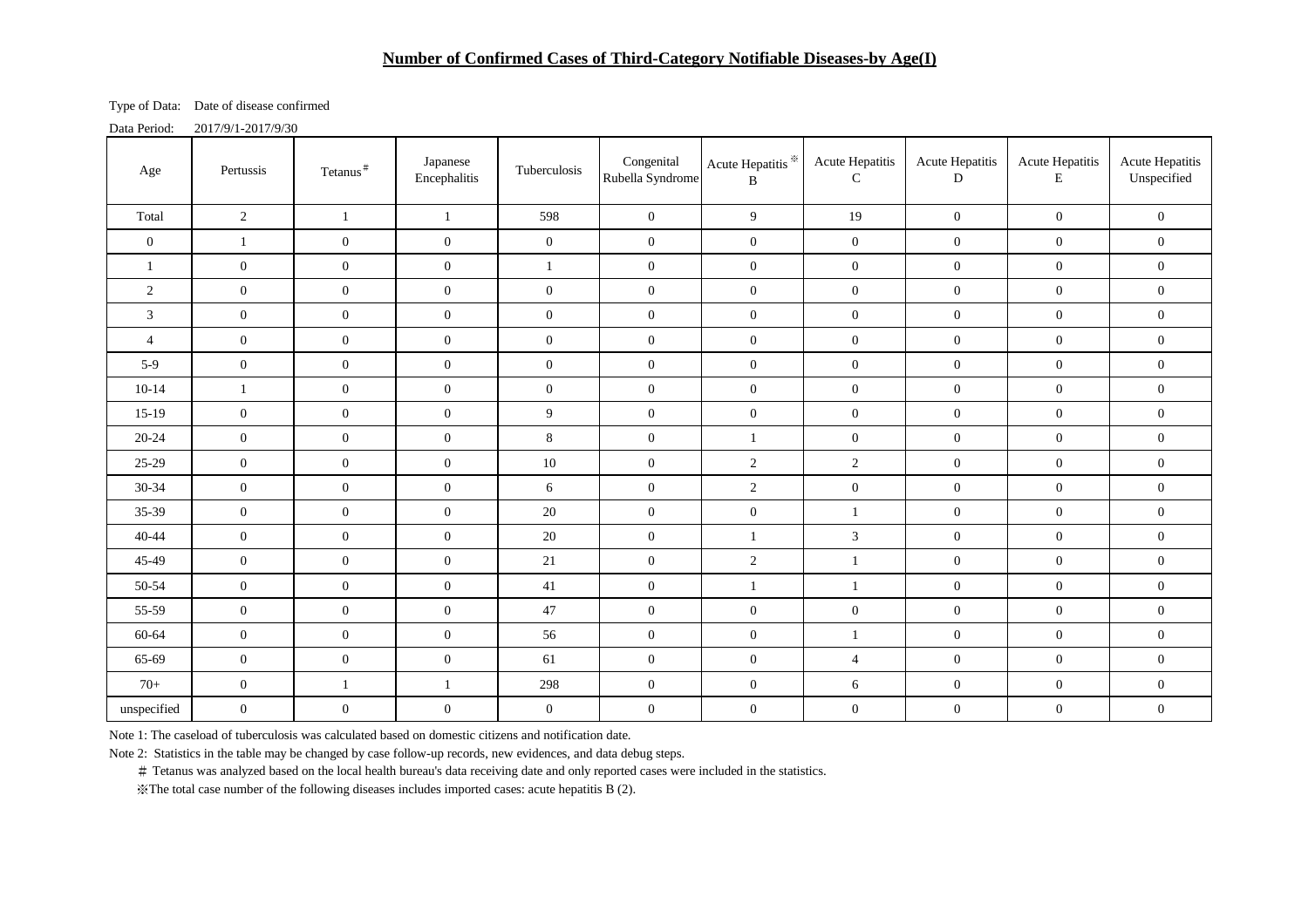# Number of Confirmed Cases of Third-Category Notifiable Diseases-by Age(I)

Type of Data: Date of disease confirmed

Data Period: 2017/9/1-2017/9/30

| Age | Pertussis | Tetanus# | Japanese Encephalitis | Tuberculosis | Congenital Rubella Syndrome | Acute Hepatitis B※ | Acute Hepatitis C | Acute Hepatitis D | Acute Hepatitis E | Acute Hepatitis Unspecified |
|---|---|---|---|---|---|---|---|---|---|---|
| Total | 2 | 1 | 1 | 598 | 0 | 9 | 19 | 0 | 0 | 0 |
| 0 | 1 | 0 | 0 | 0 | 0 | 0 | 0 | 0 | 0 | 0 |
| 1 | 0 | 0 | 0 | 1 | 0 | 0 | 0 | 0 | 0 | 0 |
| 2 | 0 | 0 | 0 | 0 | 0 | 0 | 0 | 0 | 0 | 0 |
| 3 | 0 | 0 | 0 | 0 | 0 | 0 | 0 | 0 | 0 | 0 |
| 4 | 0 | 0 | 0 | 0 | 0 | 0 | 0 | 0 | 0 | 0 |
| 5-9 | 0 | 0 | 0 | 0 | 0 | 0 | 0 | 0 | 0 | 0 |
| 10-14 | 1 | 0 | 0 | 0 | 0 | 0 | 0 | 0 | 0 | 0 |
| 15-19 | 0 | 0 | 0 | 9 | 0 | 0 | 0 | 0 | 0 | 0 |
| 20-24 | 0 | 0 | 0 | 8 | 0 | 1 | 0 | 0 | 0 | 0 |
| 25-29 | 0 | 0 | 0 | 10 | 0 | 2 | 2 | 0 | 0 | 0 |
| 30-34 | 0 | 0 | 0 | 6 | 0 | 2 | 0 | 0 | 0 | 0 |
| 35-39 | 0 | 0 | 0 | 20 | 0 | 0 | 1 | 0 | 0 | 0 |
| 40-44 | 0 | 0 | 0 | 20 | 0 | 1 | 3 | 0 | 0 | 0 |
| 45-49 | 0 | 0 | 0 | 21 | 0 | 2 | 1 | 0 | 0 | 0 |
| 50-54 | 0 | 0 | 0 | 41 | 0 | 1 | 1 | 0 | 0 | 0 |
| 55-59 | 0 | 0 | 0 | 47 | 0 | 0 | 0 | 0 | 0 | 0 |
| 60-64 | 0 | 0 | 0 | 56 | 0 | 0 | 1 | 0 | 0 | 0 |
| 65-69 | 0 | 0 | 0 | 61 | 0 | 0 | 4 | 0 | 0 | 0 |
| 70+ | 0 | 1 | 1 | 298 | 0 | 0 | 6 | 0 | 0 | 0 |
| unspecified | 0 | 0 | 0 | 0 | 0 | 0 | 0 | 0 | 0 | 0 |

Note 1: The caseload of tuberculosis was calculated based on domestic citizens and notification date.

Note 2: Statistics in the table may be changed by case follow-up records, new evidences, and data debug steps.

＃ Tetanus was analyzed based on the local health bureau's data receiving date and only reported cases were included in the statistics.

※The total case number of the following diseases includes imported cases: acute hepatitis B (2).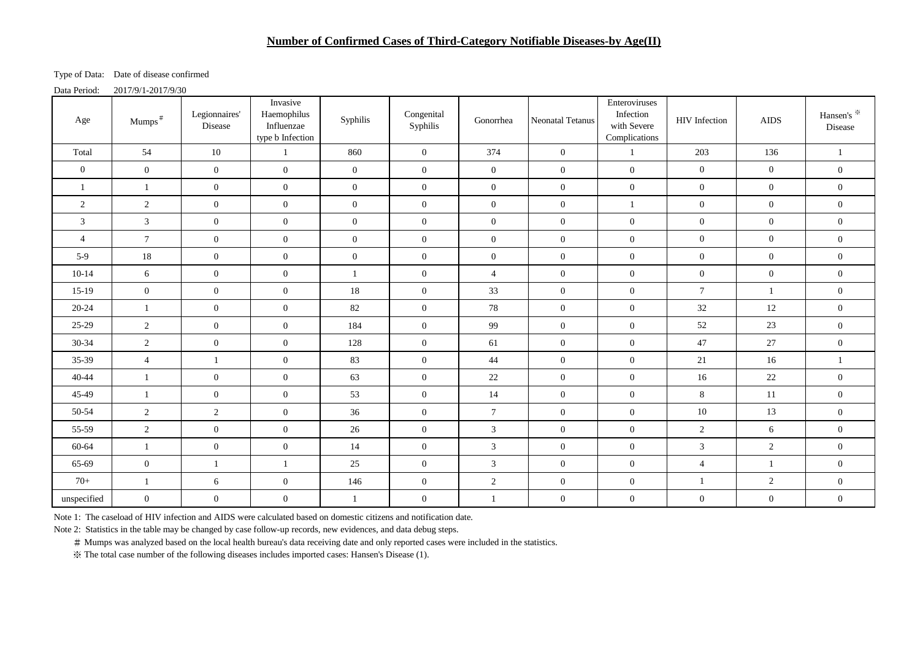# Number of Confirmed Cases of Third-Category Notifiable Diseases-by Age(II)

Type of Data: Date of disease confirmed

Data Period: 2017/9/1-2017/9/30

| Age | Mumps# | Legionnaires' Disease | Invasive Haemophilus Influenzae type b Infection | Syphilis | Congenital Syphilis | Gonorrhea | Neonatal Tetanus | Enteroviruses Infection with Severe Complications | HIV Infection | AIDS | Hansen's ※ Disease |
|---|---|---|---|---|---|---|---|---|---|---|---|
| Total | 54 | 10 | 1 | 860 | 0 | 374 | 0 | 1 | 203 | 136 | 1 |
| 0 | 0 | 0 | 0 | 0 | 0 | 0 | 0 | 0 | 0 | 0 | 0 |
| 1 | 1 | 0 | 0 | 0 | 0 | 0 | 0 | 0 | 0 | 0 | 0 |
| 2 | 2 | 0 | 0 | 0 | 0 | 0 | 0 | 1 | 0 | 0 | 0 |
| 3 | 3 | 0 | 0 | 0 | 0 | 0 | 0 | 0 | 0 | 0 | 0 |
| 4 | 7 | 0 | 0 | 0 | 0 | 0 | 0 | 0 | 0 | 0 | 0 |
| 5-9 | 18 | 0 | 0 | 0 | 0 | 0 | 0 | 0 | 0 | 0 | 0 |
| 10-14 | 6 | 0 | 0 | 1 | 0 | 4 | 0 | 0 | 0 | 0 | 0 |
| 15-19 | 0 | 0 | 0 | 18 | 0 | 33 | 0 | 0 | 7 | 1 | 0 |
| 20-24 | 1 | 0 | 0 | 82 | 0 | 78 | 0 | 0 | 32 | 12 | 0 |
| 25-29 | 2 | 0 | 0 | 184 | 0 | 99 | 0 | 0 | 52 | 23 | 0 |
| 30-34 | 2 | 0 | 0 | 128 | 0 | 61 | 0 | 0 | 47 | 27 | 0 |
| 35-39 | 4 | 1 | 0 | 83 | 0 | 44 | 0 | 0 | 21 | 16 | 1 |
| 40-44 | 1 | 0 | 0 | 63 | 0 | 22 | 0 | 0 | 16 | 22 | 0 |
| 45-49 | 1 | 0 | 0 | 53 | 0 | 14 | 0 | 0 | 8 | 11 | 0 |
| 50-54 | 2 | 2 | 0 | 36 | 0 | 7 | 0 | 0 | 10 | 13 | 0 |
| 55-59 | 2 | 0 | 0 | 26 | 0 | 3 | 0 | 0 | 2 | 6 | 0 |
| 60-64 | 1 | 0 | 0 | 14 | 0 | 3 | 0 | 0 | 3 | 2 | 0 |
| 65-69 | 0 | 1 | 1 | 25 | 0 | 3 | 0 | 0 | 4 | 1 | 0 |
| 70+ | 1 | 6 | 0 | 146 | 0 | 2 | 0 | 0 | 1 | 2 | 0 |
| unspecified | 0 | 0 | 0 | 1 | 0 | 1 | 0 | 0 | 0 | 0 | 0 |

Note 1: The caseload of HIV infection and AIDS were calculated based on domestic citizens and notification date.

Note 2: Statistics in the table may be changed by case follow-up records, new evidences, and data debug steps.

# Mumps was analyzed based on the local health bureau's data receiving date and only reported cases were included in the statistics.

※ The total case number of the following diseases includes imported cases: Hansen's Disease (1).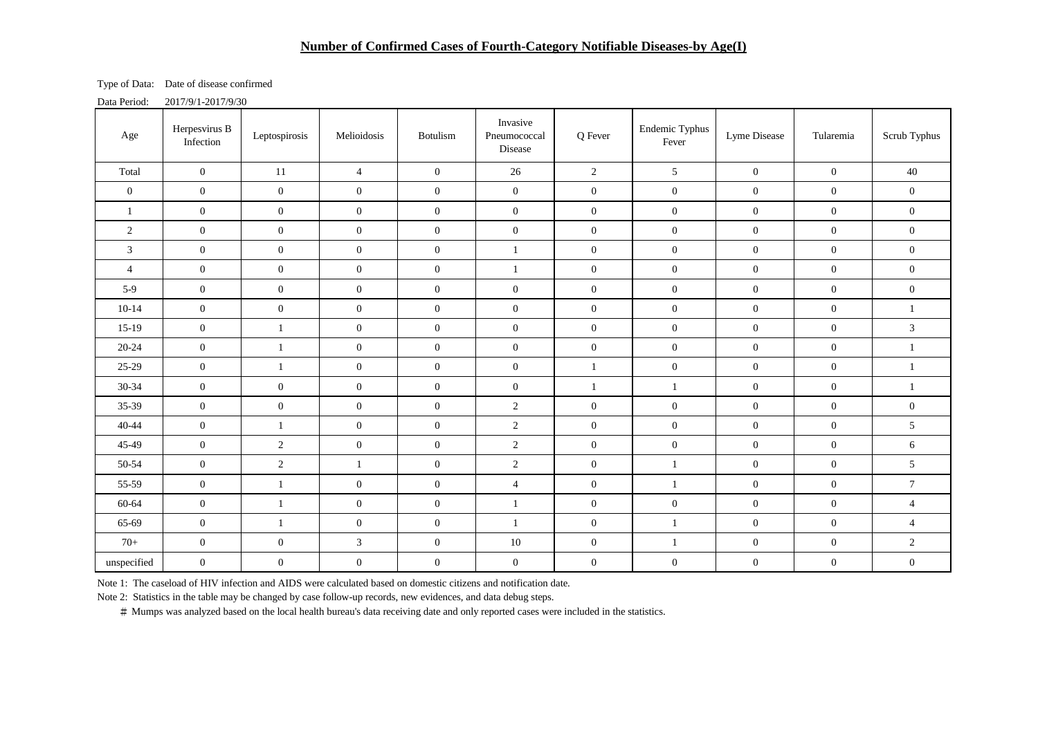## Number of Confirmed Cases of Fourth-Category Notifiable Diseases-by Age(I)

Type of Data: Date of disease confirmed

Data Period: 2017/9/1-2017/9/30

| Age | Herpesvirus B Infection | Leptospirosis | Melioidosis | Botulism | Invasive Pneumococcal Disease | Q Fever | Endemic Typhus Fever | Lyme Disease | Tularemia | Scrub Typhus |
|---|---|---|---|---|---|---|---|---|---|---|
| Total | 0 | 11 | 4 | 0 | 26 | 2 | 5 | 0 | 0 | 40 |
| 0 | 0 | 0 | 0 | 0 | 0 | 0 | 0 | 0 | 0 | 0 |
| 1 | 0 | 0 | 0 | 0 | 0 | 0 | 0 | 0 | 0 | 0 |
| 2 | 0 | 0 | 0 | 0 | 0 | 0 | 0 | 0 | 0 | 0 |
| 3 | 0 | 0 | 0 | 0 | 1 | 0 | 0 | 0 | 0 | 0 |
| 4 | 0 | 0 | 0 | 0 | 1 | 0 | 0 | 0 | 0 | 0 |
| 5-9 | 0 | 0 | 0 | 0 | 0 | 0 | 0 | 0 | 0 | 0 |
| 10-14 | 0 | 0 | 0 | 0 | 0 | 0 | 0 | 0 | 0 | 1 |
| 15-19 | 0 | 1 | 0 | 0 | 0 | 0 | 0 | 0 | 0 | 3 |
| 20-24 | 0 | 1 | 0 | 0 | 0 | 0 | 0 | 0 | 0 | 1 |
| 25-29 | 0 | 1 | 0 | 0 | 0 | 1 | 0 | 0 | 0 | 1 |
| 30-34 | 0 | 0 | 0 | 0 | 0 | 1 | 1 | 0 | 0 | 1 |
| 35-39 | 0 | 0 | 0 | 0 | 2 | 0 | 0 | 0 | 0 | 0 |
| 40-44 | 0 | 1 | 0 | 0 | 2 | 0 | 0 | 0 | 0 | 5 |
| 45-49 | 0 | 2 | 0 | 0 | 2 | 0 | 0 | 0 | 0 | 6 |
| 50-54 | 0 | 2 | 1 | 0 | 2 | 0 | 1 | 0 | 0 | 5 |
| 55-59 | 0 | 1 | 0 | 0 | 4 | 0 | 1 | 0 | 0 | 7 |
| 60-64 | 0 | 1 | 0 | 0 | 1 | 0 | 0 | 0 | 0 | 4 |
| 65-69 | 0 | 1 | 0 | 0 | 1 | 0 | 1 | 0 | 0 | 4 |
| 70+ | 0 | 0 | 3 | 0 | 10 | 0 | 1 | 0 | 0 | 2 |
| unspecified | 0 | 0 | 0 | 0 | 0 | 0 | 0 | 0 | 0 | 0 |

Note 1: The caseload of HIV infection and AIDS were calculated based on domestic citizens and notification date.

Note 2: Statistics in the table may be changed by case follow-up records, new evidences, and data debug steps.

＃ Mumps was analyzed based on the local health bureau's data receiving date and only reported cases were included in the statistics.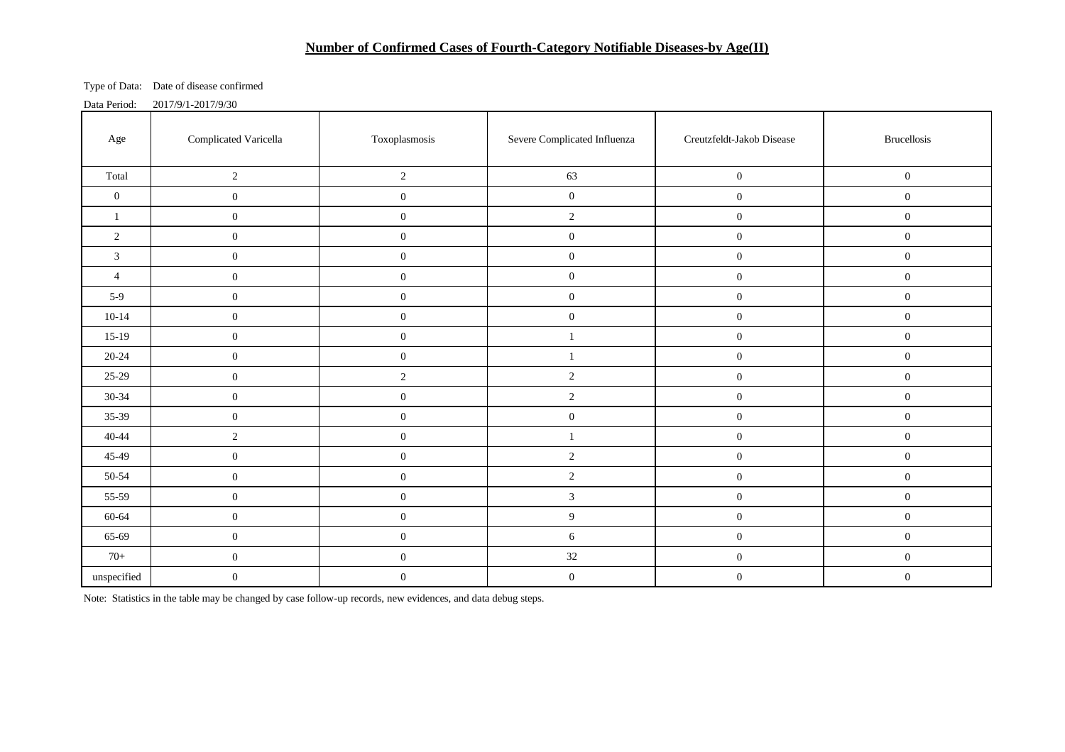## Number of Confirmed Cases of Fourth-Category Notifiable Diseases-by Age(II)

Type of Data: Date of disease confirmed

Data Period: 2017/9/1-2017/9/30

| Age | Complicated Varicella | Toxoplasmosis | Severe Complicated Influenza | Creutzfeldt-Jakob Disease | Brucellosis |
|---|---|---|---|---|---|
| Total | 2 | 2 | 63 | 0 | 0 |
| 0 | 0 | 0 | 0 | 0 | 0 |
| 1 | 0 | 0 | 2 | 0 | 0 |
| 2 | 0 | 0 | 0 | 0 | 0 |
| 3 | 0 | 0 | 0 | 0 | 0 |
| 4 | 0 | 0 | 0 | 0 | 0 |
| 5-9 | 0 | 0 | 0 | 0 | 0 |
| 10-14 | 0 | 0 | 0 | 0 | 0 |
| 15-19 | 0 | 0 | 1 | 0 | 0 |
| 20-24 | 0 | 0 | 1 | 0 | 0 |
| 25-29 | 0 | 2 | 2 | 0 | 0 |
| 30-34 | 0 | 0 | 2 | 0 | 0 |
| 35-39 | 0 | 0 | 0 | 0 | 0 |
| 40-44 | 2 | 0 | 1 | 0 | 0 |
| 45-49 | 0 | 0 | 2 | 0 | 0 |
| 50-54 | 0 | 0 | 2 | 0 | 0 |
| 55-59 | 0 | 0 | 3 | 0 | 0 |
| 60-64 | 0 | 0 | 9 | 0 | 0 |
| 65-69 | 0 | 0 | 6 | 0 | 0 |
| 70+ | 0 | 0 | 32 | 0 | 0 |
| unspecified | 0 | 0 | 0 | 0 | 0 |

Note: Statistics in the table may be changed by case follow-up records, new evidences, and data debug steps.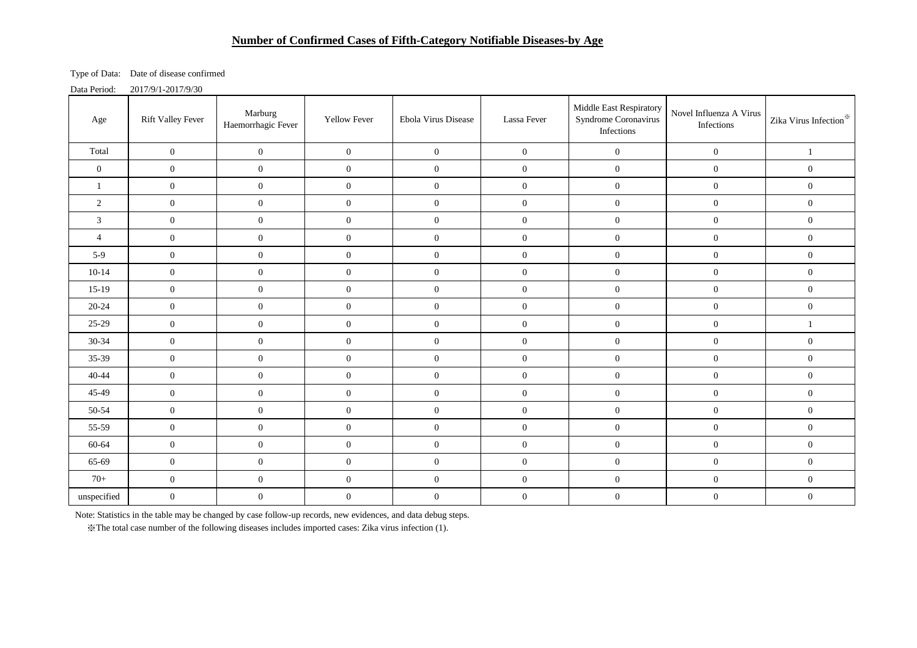# Number of Confirmed Cases of Fifth-Category Notifiable Diseases-by Age

Type of Data: Date of disease confirmed

Data Period: 2017/9/1-2017/9/30

| Age | Rift Valley Fever | Marburg Haemorrhagic Fever | Yellow Fever | Ebola Virus Disease | Lassa Fever | Middle East Respiratory Syndrome Coronavirus Infections | Novel Influenza A Virus Infections | Zika Virus Infection※ |
|---|---|---|---|---|---|---|---|---|
| Total | 0 | 0 | 0 | 0 | 0 | 0 | 0 | 1 |
| 0 | 0 | 0 | 0 | 0 | 0 | 0 | 0 | 0 |
| 1 | 0 | 0 | 0 | 0 | 0 | 0 | 0 | 0 |
| 2 | 0 | 0 | 0 | 0 | 0 | 0 | 0 | 0 |
| 3 | 0 | 0 | 0 | 0 | 0 | 0 | 0 | 0 |
| 4 | 0 | 0 | 0 | 0 | 0 | 0 | 0 | 0 |
| 5-9 | 0 | 0 | 0 | 0 | 0 | 0 | 0 | 0 |
| 10-14 | 0 | 0 | 0 | 0 | 0 | 0 | 0 | 0 |
| 15-19 | 0 | 0 | 0 | 0 | 0 | 0 | 0 | 0 |
| 20-24 | 0 | 0 | 0 | 0 | 0 | 0 | 0 | 0 |
| 25-29 | 0 | 0 | 0 | 0 | 0 | 0 | 0 | 1 |
| 30-34 | 0 | 0 | 0 | 0 | 0 | 0 | 0 | 0 |
| 35-39 | 0 | 0 | 0 | 0 | 0 | 0 | 0 | 0 |
| 40-44 | 0 | 0 | 0 | 0 | 0 | 0 | 0 | 0 |
| 45-49 | 0 | 0 | 0 | 0 | 0 | 0 | 0 | 0 |
| 50-54 | 0 | 0 | 0 | 0 | 0 | 0 | 0 | 0 |
| 55-59 | 0 | 0 | 0 | 0 | 0 | 0 | 0 | 0 |
| 60-64 | 0 | 0 | 0 | 0 | 0 | 0 | 0 | 0 |
| 65-69 | 0 | 0 | 0 | 0 | 0 | 0 | 0 | 0 |
| 70+ | 0 | 0 | 0 | 0 | 0 | 0 | 0 | 0 |
| unspecified | 0 | 0 | 0 | 0 | 0 | 0 | 0 | 0 |

Note: Statistics in the table may be changed by case follow-up records, new evidences, and data debug steps.

※The total case number of the following diseases includes imported cases: Zika virus infection (1).